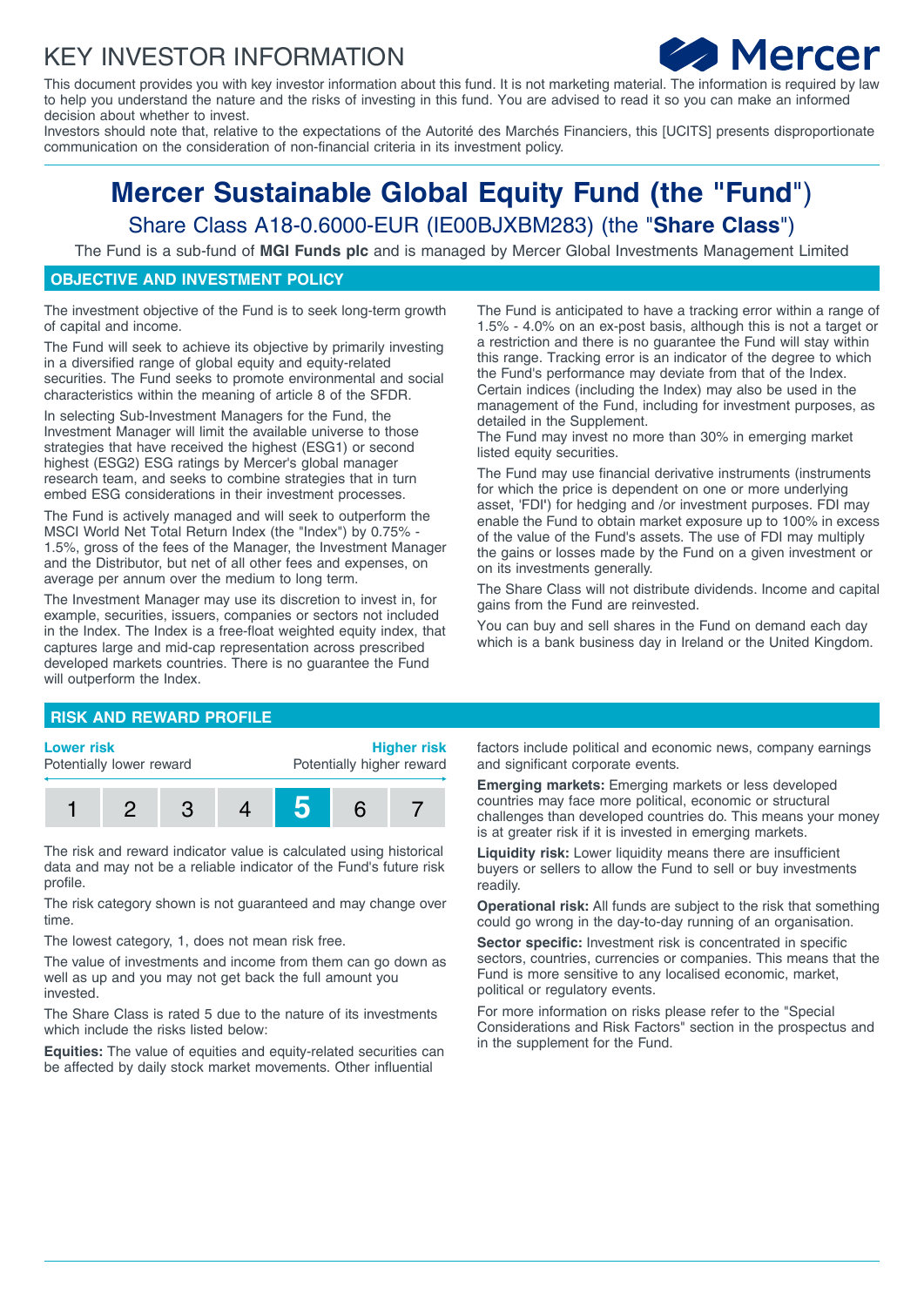# KEY INVESTOR INFORMATION

This document provides you with key investor information about this fund. It is not marketing material. The information is required by law to help you understand the nature and the risks of investing in this fund. You are advised to read it so you can make an informed decision about whether to invest.

Investors should note that, relative to the expectations of the Autorité des Marchés Financiers, this [UCITS] presents disproportionate communication on the consideration of non-financial criteria in its investment policy.

# Mercer Sustainable Global Equity Fund (the "Fund")

## Share Class A18-0.6000-EUR (IE00BJXBM283) (the "**Share Class**")

The Fund is a sub-fund of **MGI Funds plc** and is managed by Mercer Global Investments Management Limited

## OBJECTIVE AND INVESTMENT POLICY

The investment objective of the Fund is to seek long-term growth of capital and income.

The Fund will seek to achieve its objective by primarily investing in a diversified range of global equity and equity-related securities. The Fund seeks to promote environmental and social characteristics within the meaning of article 8 of the SFDR.

In selecting Sub-Investment Managers for the Fund, the Investment Manager will limit the available universe to those strategies that have received the highest (ESG1) or second highest (ESG2) ESG ratings by Mercer's global manager research team, and seeks to combine strategies that in turn embed ESG considerations in their investment processes.

The Fund is actively managed and will seek to outperform the MSCI World Net Total Return Index (the "Index") by 0.75% - 1.5%, gross of the fees of the Manager, the Investment Manager and the Distributor, but net of all other fees and expenses, on average per annum over the medium to long term.

The Investment Manager may use its discretion to invest in, for example, securities, issuers, companies or sectors not included in the Index. The Index is a free-float weighted equity index, that captures large and mid-cap representation across prescribed developed markets countries. There is no guarantee the Fund will outperform the Index.

The Fund is anticipated to have a tracking error within a range of 1.5% - 4.0% on an ex-post basis, although this is not a target or a restriction and there is no guarantee the Fund will stay within this range. Tracking error is an indicator of the degree to which the Fund's performance may deviate from that of the Index. Certain indices (including the Index) may also be used in the management of the Fund, including for investment purposes, as detailed in the Supplement.

The Fund may invest no more than 30% in emerging market listed equity securities.

The Fund may use financial derivative instruments (instruments for which the price is dependent on one or more underlying asset, 'FDI') for hedging and /or investment purposes. FDI may enable the Fund to obtain market exposure up to 100% in excess of the value of the Fund's assets. The use of FDI may multiply the gains or losses made by the Fund on a given investment or on its investments generally.

The Share Class will not distribute dividends. Income and capital gains from the Fund are reinvested.

You can buy and sell shares in the Fund on demand each day which is a bank business day in Ireland or the United Kingdom.

## RISK AND REWARD PROFILE

**Lower risk** — Potentially lower reward

**Higher risk** — Potentially higher reward

| 1 | 2 | 3 | 4 | **5** | 6 | 7 |
|---|---|---|---|---|---|---|

The risk and reward indicator value is calculated using historical data and may not be a reliable indicator of the Fund's future risk profile.

The risk category shown is not guaranteed and may change over time.

The lowest category, 1, does not mean risk free.

The value of investments and income from them can go down as well as up and you may not get back the full amount you invested.

The Share Class is rated 5 due to the nature of its investments which include the risks listed below:

**Equities:** The value of equities and equity-related securities can be affected by daily stock market movements. Other influential factors include political and economic news, company earnings and significant corporate events.

**Emerging markets:** Emerging markets or less developed countries may face more political, economic or structural challenges than developed countries do. This means your money is at greater risk if it is invested in emerging markets.

**Liquidity risk:** Lower liquidity means there are insufficient buyers or sellers to allow the Fund to sell or buy investments readily.

**Operational risk:** All funds are subject to the risk that something could go wrong in the day-to-day running of an organisation.

**Sector specific:** Investment risk is concentrated in specific sectors, countries, currencies or companies. This means that the Fund is more sensitive to any localised economic, market, political or regulatory events.

For more information on risks please refer to the "Special Considerations and Risk Factors" section in the prospectus and in the supplement for the Fund.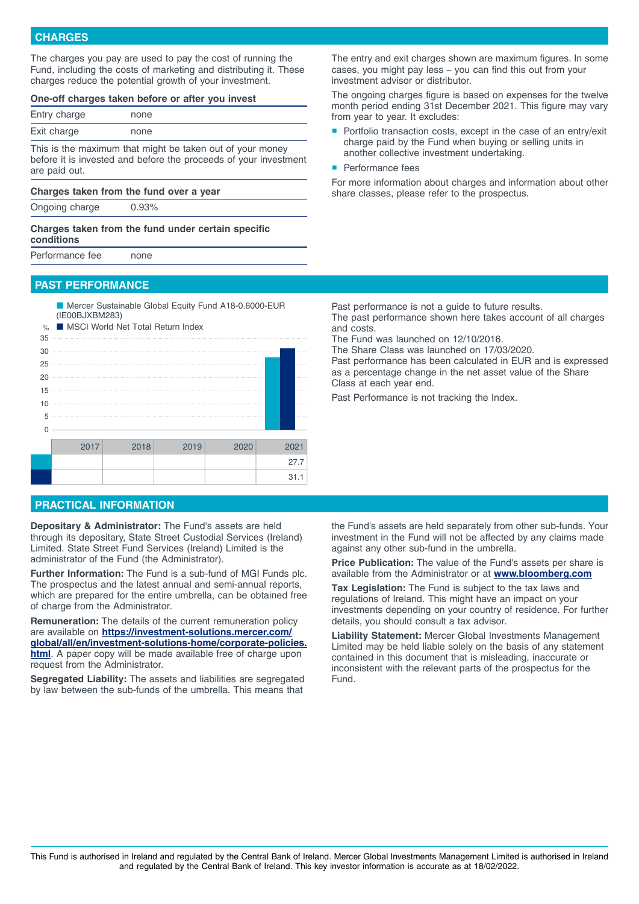## CHARGES

The charges you pay are used to pay the cost of running the Fund, including the costs of marketing and distributing it. These charges reduce the potential growth of your investment.

| One-off charges taken before or after you invest | |
|---|---|
| Entry charge | none |
| Exit charge | none |

This is the maximum that might be taken out of your money before it is invested and before the proceeds of your investment are paid out.

| Charges taken from the fund over a year | |
|---|---|
| Ongoing charge | 0.93% |

| Charges taken from the fund under certain specific conditions | |
|---|---|
| Performance fee | none |

The entry and exit charges shown are maximum figures. In some cases, you might pay less – you can find this out from your investment advisor or distributor.

The ongoing charges figure is based on expenses for the twelve month period ending 31st December 2021. This figure may vary from year to year. It excludes:

- Portfolio transaction costs, except in the case of an entry/exit charge paid by the Fund when buying or selling units in another collective investment undertaking.
- Performance fees

For more information about charges and information about other share classes, please refer to the prospectus.

## PAST PERFORMANCE

Mercer Sustainable Global Equity Fund A18-0.6000-EUR (IE00BJXBM283)

MSCI World Net Total Return Index

%

35
30
25
20
15
10
5
0

2017 2018 2019 2020 2021

27.7

31.1

Past performance is not a guide to future results.
The past performance shown here takes account of all charges and costs.
The Fund was launched on 12/10/2016.
The Share Class was launched on 17/03/2020.
Past performance has been calculated in EUR and is expressed as a percentage change in the net asset value of the Share Class at each year end.

Past Performance is not tracking the Index.

## PRACTICAL INFORMATION

**Depositary & Administrator:** The Fund's assets are held through its depositary, State Street Custodial Services (Ireland) Limited. State Street Fund Services (Ireland) Limited is the administrator of the Fund (the Administrator).

**Further Information:** The Fund is a sub-fund of MGI Funds plc. The prospectus and the latest annual and semi-annual reports, which are prepared for the entire umbrella, can be obtained free of charge from the Administrator.

**Remuneration:** The details of the current remuneration policy are available on **https://investment-solutions.mercer.com/global/all/en/investment-solutions-home/corporate-policies.html**. A paper copy will be made available free of charge upon request from the Administrator.

**Segregated Liability:** The assets and liabilities are segregated by law between the sub-funds of the umbrella. This means that the Fund's assets are held separately from other sub-funds. Your investment in the Fund will not be affected by any claims made against any other sub-fund in the umbrella.

**Price Publication:** The value of the Fund's assets per share is available from the Administrator or at **www.bloomberg.com**

**Tax Legislation:** The Fund is subject to the tax laws and regulations of Ireland. This might have an impact on your investments depending on your country of residence. For further details, you should consult a tax advisor.

**Liability Statement:** Mercer Global Investments Management Limited may be held liable solely on the basis of any statement contained in this document that is misleading, inaccurate or inconsistent with the relevant parts of the prospectus for the Fund.

This Fund is authorised in Ireland and regulated by the Central Bank of Ireland. Mercer Global Investments Management Limited is authorised in Ireland and regulated by the Central Bank of Ireland. This key investor information is accurate as at 18/02/2022.